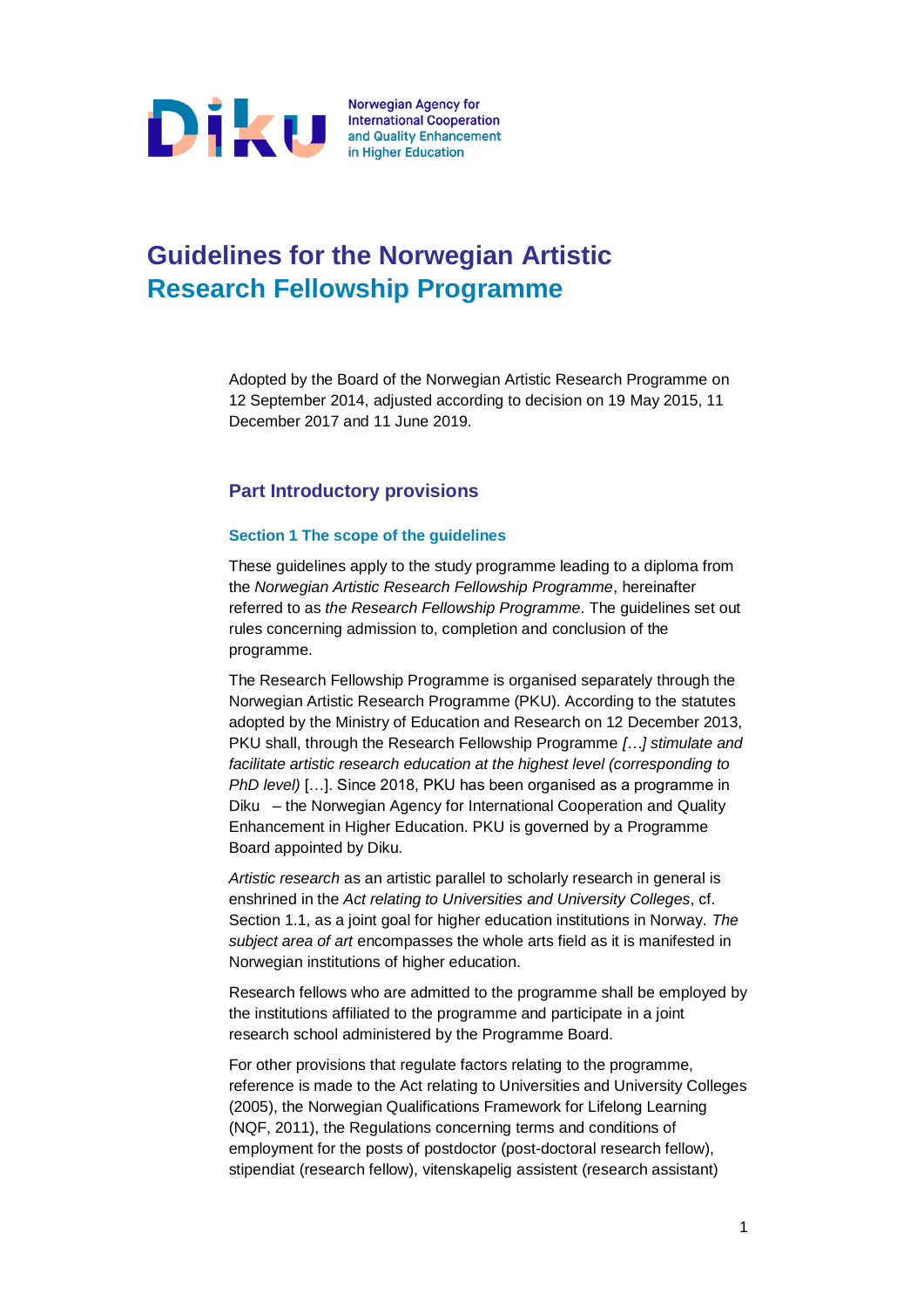Diku

Norwegian Agency for International Cooperation and Quality Enhancement in Higher Education

# Guidelines for the Norwegian Artistic Research Fellowship Programme

Adopted by the Board of the Norwegian Artistic Research Programme on 12 September 2014, adjusted according to decision on 19 May 2015, 11 December 2017 and 11 June 2019.

## Part Introductory provisions

### Section 1 The scope of the guidelines

These guidelines apply to the study programme leading to a diploma from the *Norwegian Artistic Research Fellowship Programme*, hereinafter referred to as *the Research Fellowship Programme*. The guidelines set out rules concerning admission to, completion and conclusion of the programme.

The Research Fellowship Programme is organised separately through the Norwegian Artistic Research Programme (PKU). According to the statutes adopted by the Ministry of Education and Research on 12 December 2013, PKU shall, through the Research Fellowship Programme *[…] stimulate and facilitate artistic research education at the highest level (corresponding to PhD level)* […]. Since 2018, PKU has been organised as a programme in Diku – the Norwegian Agency for International Cooperation and Quality Enhancement in Higher Education. PKU is governed by a Programme Board appointed by Diku.

*Artistic research* as an artistic parallel to scholarly research in general is enshrined in the *Act relating to Universities and University Colleges*, cf. Section 1.1, as a joint goal for higher education institutions in Norway. *The subject area of art* encompasses the whole arts field as it is manifested in Norwegian institutions of higher education.

Research fellows who are admitted to the programme shall be employed by the institutions affiliated to the programme and participate in a joint research school administered by the Programme Board.

For other provisions that regulate factors relating to the programme, reference is made to the Act relating to Universities and University Colleges (2005), the Norwegian Qualifications Framework for Lifelong Learning (NQF, 2011), the Regulations concerning terms and conditions of employment for the posts of postdoctor (post-doctoral research fellow), stipendiat (research fellow), vitenskapelig assistent (research assistant)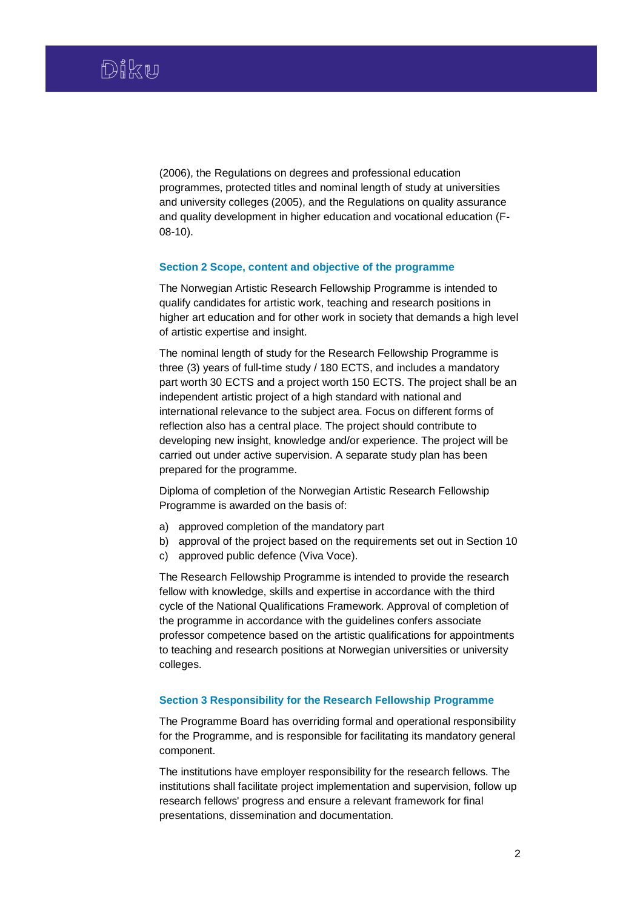(2006), the Regulations on degrees and professional education programmes, protected titles and nominal length of study at universities and university colleges (2005), and the Regulations on quality assurance and quality development in higher education and vocational education (F-08-10).

### Section 2 Scope, content and objective of the programme

The Norwegian Artistic Research Fellowship Programme is intended to qualify candidates for artistic work, teaching and research positions in higher art education and for other work in society that demands a high level of artistic expertise and insight.

The nominal length of study for the Research Fellowship Programme is three (3) years of full-time study / 180 ECTS, and includes a mandatory part worth 30 ECTS and a project worth 150 ECTS. The project shall be an independent artistic project of a high standard with national and international relevance to the subject area. Focus on different forms of reflection also has a central place. The project should contribute to developing new insight, knowledge and/or experience. The project will be carried out under active supervision. A separate study plan has been prepared for the programme.

Diploma of completion of the Norwegian Artistic Research Fellowship Programme is awarded on the basis of:

a) approved completion of the mandatory part
b) approval of the project based on the requirements set out in Section 10
c) approved public defence (Viva Voce).

The Research Fellowship Programme is intended to provide the research fellow with knowledge, skills and expertise in accordance with the third cycle of the National Qualifications Framework. Approval of completion of the programme in accordance with the guidelines confers associate professor competence based on the artistic qualifications for appointments to teaching and research positions at Norwegian universities or university colleges.

### Section 3 Responsibility for the Research Fellowship Programme

The Programme Board has overriding formal and operational responsibility for the Programme, and is responsible for facilitating its mandatory general component.

The institutions have employer responsibility for the research fellows. The institutions shall facilitate project implementation and supervision, follow up research fellows' progress and ensure a relevant framework for final presentations, dissemination and documentation.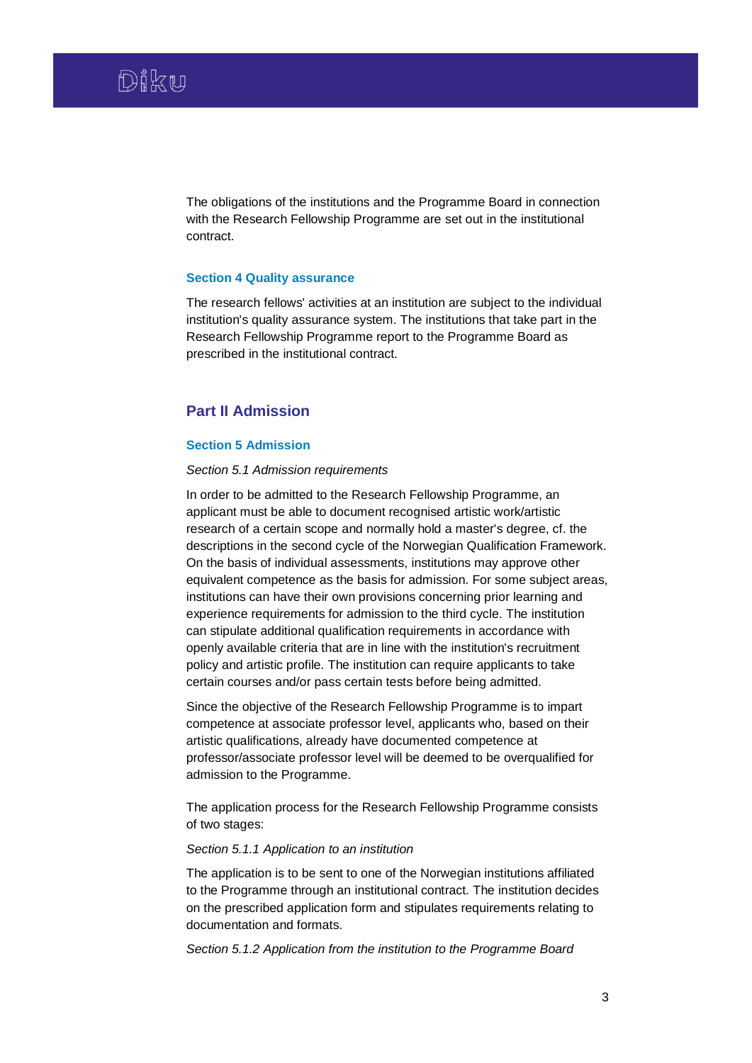The obligations of the institutions and the Programme Board in connection with the Research Fellowship Programme are set out in the institutional contract.

### Section 4 Quality assurance

The research fellows' activities at an institution are subject to the individual institution's quality assurance system. The institutions that take part in the Research Fellowship Programme report to the Programme Board as prescribed in the institutional contract.

## Part II Admission

### Section 5 Admission

*Section 5.1 Admission requirements*

In order to be admitted to the Research Fellowship Programme, an applicant must be able to document recognised artistic work/artistic research of a certain scope and normally hold a master's degree, cf. the descriptions in the second cycle of the Norwegian Qualification Framework. On the basis of individual assessments, institutions may approve other equivalent competence as the basis for admission. For some subject areas, institutions can have their own provisions concerning prior learning and experience requirements for admission to the third cycle. The institution can stipulate additional qualification requirements in accordance with openly available criteria that are in line with the institution's recruitment policy and artistic profile. The institution can require applicants to take certain courses and/or pass certain tests before being admitted.

Since the objective of the Research Fellowship Programme is to impart competence at associate professor level, applicants who, based on their artistic qualifications, already have documented competence at professor/associate professor level will be deemed to be overqualified for admission to the Programme.

The application process for the Research Fellowship Programme consists of two stages:

*Section 5.1.1 Application to an institution*

The application is to be sent to one of the Norwegian institutions affiliated to the Programme through an institutional contract. The institution decides on the prescribed application form and stipulates requirements relating to documentation and formats.

*Section 5.1.2 Application from the institution to the Programme Board*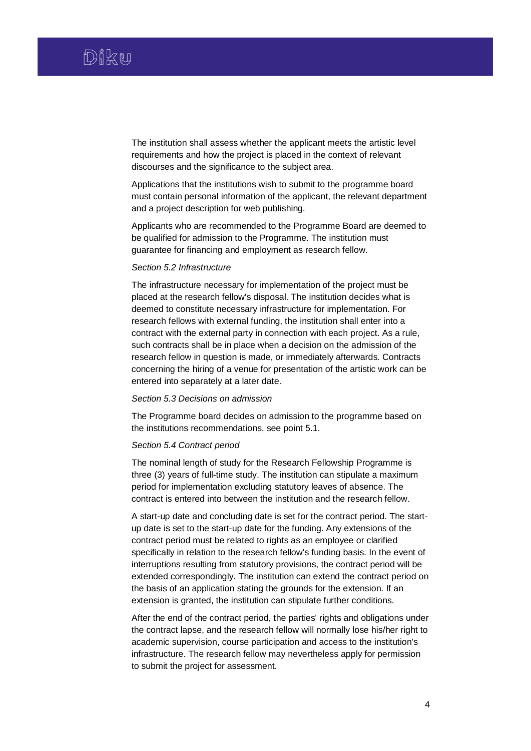The institution shall assess whether the applicant meets the artistic level requirements and how the project is placed in the context of relevant discourses and the significance to the subject area.

Applications that the institutions wish to submit to the programme board must contain personal information of the applicant, the relevant department and a project description for web publishing.

Applicants who are recommended to the Programme Board are deemed to be qualified for admission to the Programme. The institution must guarantee for financing and employment as research fellow.

*Section 5.2 Infrastructure*

The infrastructure necessary for implementation of the project must be placed at the research fellow's disposal. The institution decides what is deemed to constitute necessary infrastructure for implementation. For research fellows with external funding, the institution shall enter into a contract with the external party in connection with each project. As a rule, such contracts shall be in place when a decision on the admission of the research fellow in question is made, or immediately afterwards. Contracts concerning the hiring of a venue for presentation of the artistic work can be entered into separately at a later date.

*Section 5.3 Decisions on admission*

The Programme board decides on admission to the programme based on the institutions recommendations, see point 5.1.

*Section 5.4 Contract period*

The nominal length of study for the Research Fellowship Programme is three (3) years of full-time study. The institution can stipulate a maximum period for implementation excluding statutory leaves of absence. The contract is entered into between the institution and the research fellow.

A start-up date and concluding date is set for the contract period. The start-up date is set to the start-up date for the funding. Any extensions of the contract period must be related to rights as an employee or clarified specifically in relation to the research fellow's funding basis. In the event of interruptions resulting from statutory provisions, the contract period will be extended correspondingly. The institution can extend the contract period on the basis of an application stating the grounds for the extension. If an extension is granted, the institution can stipulate further conditions.

After the end of the contract period, the parties' rights and obligations under the contract lapse, and the research fellow will normally lose his/her right to academic supervision, course participation and access to the institution's infrastructure. The research fellow may nevertheless apply for permission to submit the project for assessment.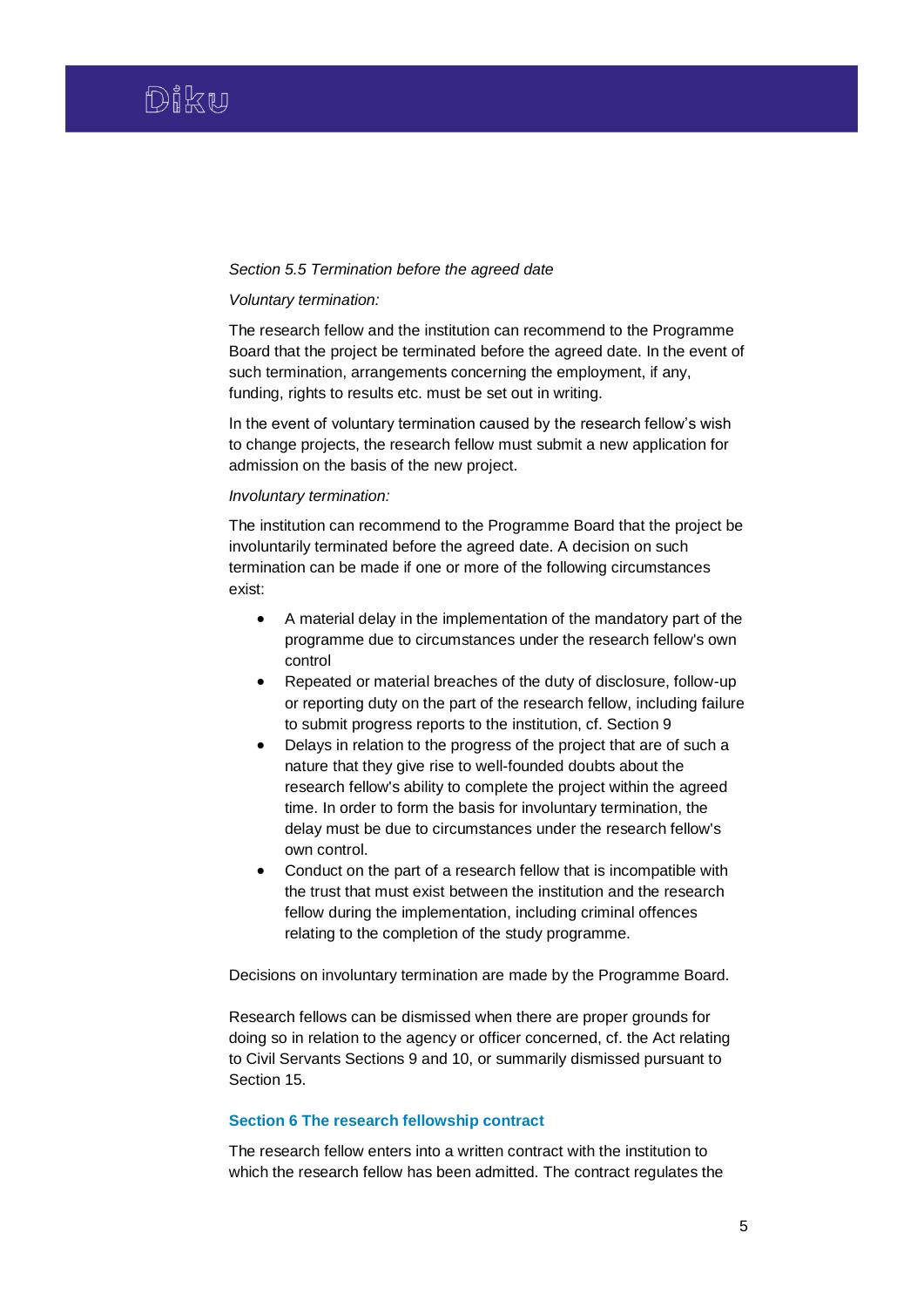*Section 5.5 Termination before the agreed date*

*Voluntary termination:*

The research fellow and the institution can recommend to the Programme Board that the project be terminated before the agreed date. In the event of such termination, arrangements concerning the employment, if any, funding, rights to results etc. must be set out in writing.

In the event of voluntary termination caused by the research fellow's wish to change projects, the research fellow must submit a new application for admission on the basis of the new project.

*Involuntary termination:*

The institution can recommend to the Programme Board that the project be involuntarily terminated before the agreed date. A decision on such termination can be made if one or more of the following circumstances exist:

- A material delay in the implementation of the mandatory part of the programme due to circumstances under the research fellow's own control
- Repeated or material breaches of the duty of disclosure, follow-up or reporting duty on the part of the research fellow, including failure to submit progress reports to the institution, cf. Section 9
- Delays in relation to the progress of the project that are of such a nature that they give rise to well-founded doubts about the research fellow's ability to complete the project within the agreed time. In order to form the basis for involuntary termination, the delay must be due to circumstances under the research fellow's own control.
- Conduct on the part of a research fellow that is incompatible with the trust that must exist between the institution and the research fellow during the implementation, including criminal offences relating to the completion of the study programme.

Decisions on involuntary termination are made by the Programme Board.

Research fellows can be dismissed when there are proper grounds for doing so in relation to the agency or officer concerned, cf. the Act relating to Civil Servants Sections 9 and 10, or summarily dismissed pursuant to Section 15.

## Section 6 The research fellowship contract

The research fellow enters into a written contract with the institution to which the research fellow has been admitted. The contract regulates the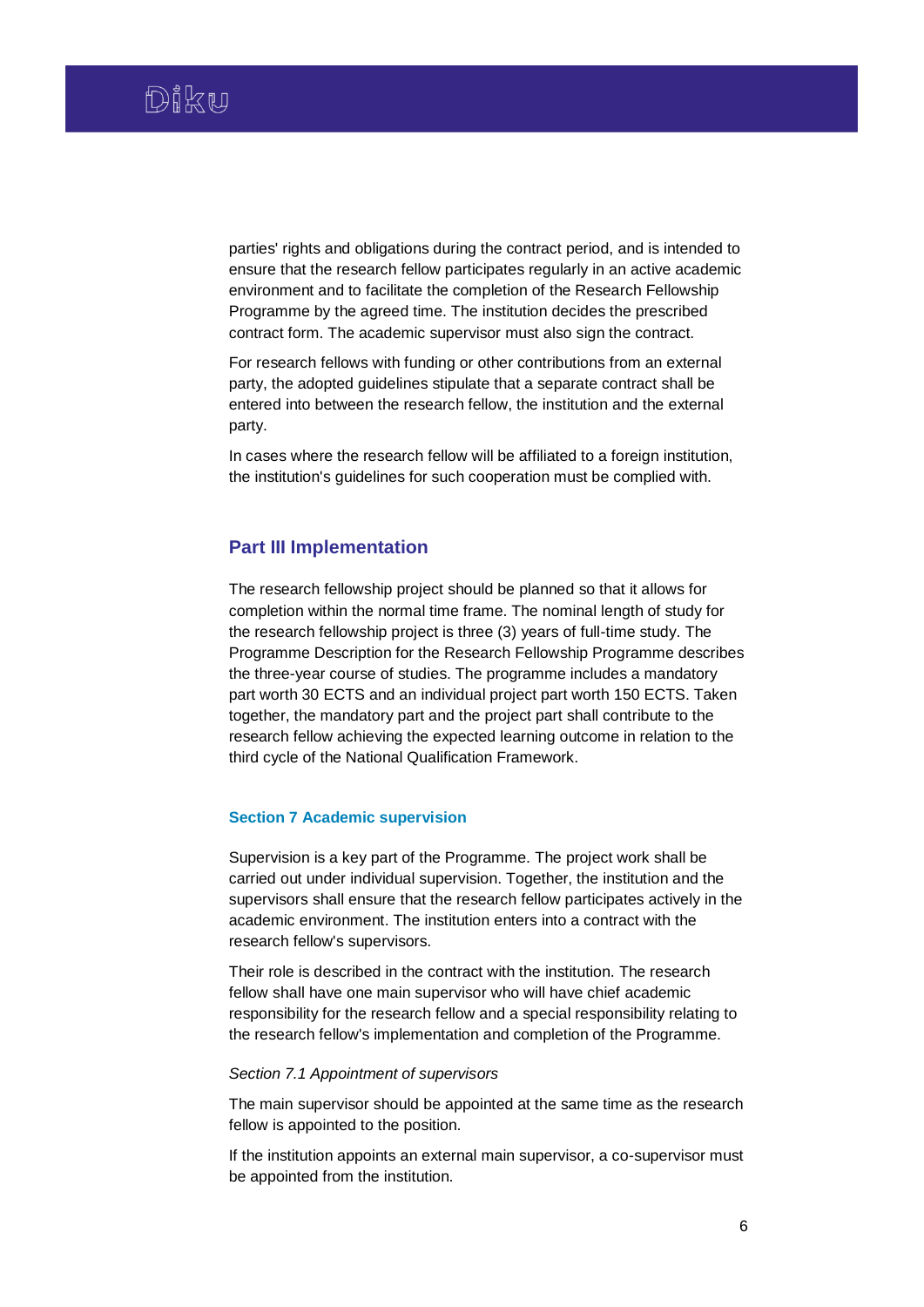parties' rights and obligations during the contract period, and is intended to ensure that the research fellow participates regularly in an active academic environment and to facilitate the completion of the Research Fellowship Programme by the agreed time. The institution decides the prescribed contract form. The academic supervisor must also sign the contract.

For research fellows with funding or other contributions from an external party, the adopted guidelines stipulate that a separate contract shall be entered into between the research fellow, the institution and the external party.

In cases where the research fellow will be affiliated to a foreign institution, the institution's guidelines for such cooperation must be complied with.

## Part III Implementation

The research fellowship project should be planned so that it allows for completion within the normal time frame. The nominal length of study for the research fellowship project is three (3) years of full-time study. The Programme Description for the Research Fellowship Programme describes the three-year course of studies. The programme includes a mandatory part worth 30 ECTS and an individual project part worth 150 ECTS. Taken together, the mandatory part and the project part shall contribute to the research fellow achieving the expected learning outcome in relation to the third cycle of the National Qualification Framework.

### Section 7 Academic supervision

Supervision is a key part of the Programme. The project work shall be carried out under individual supervision. Together, the institution and the supervisors shall ensure that the research fellow participates actively in the academic environment. The institution enters into a contract with the research fellow's supervisors.

Their role is described in the contract with the institution. The research fellow shall have one main supervisor who will have chief academic responsibility for the research fellow and a special responsibility relating to the research fellow's implementation and completion of the Programme.

*Section 7.1 Appointment of supervisors*

The main supervisor should be appointed at the same time as the research fellow is appointed to the position.

If the institution appoints an external main supervisor, a co-supervisor must be appointed from the institution.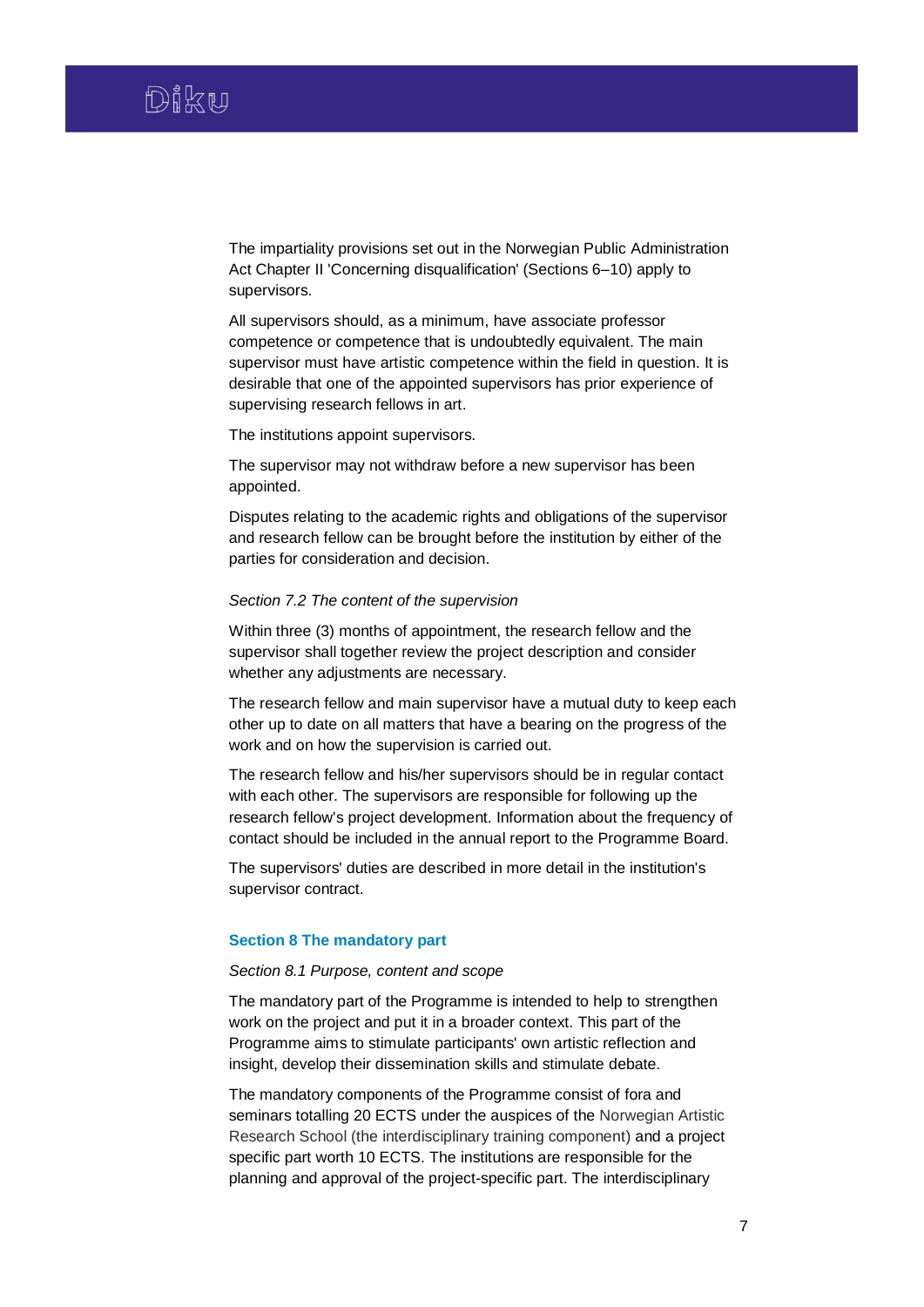The impartiality provisions set out in the Norwegian Public Administration Act Chapter II 'Concerning disqualification' (Sections 6–10) apply to supervisors.

All supervisors should, as a minimum, have associate professor competence or competence that is undoubtedly equivalent. The main supervisor must have artistic competence within the field in question. It is desirable that one of the appointed supervisors has prior experience of supervising research fellows in art.

The institutions appoint supervisors.

The supervisor may not withdraw before a new supervisor has been appointed.

Disputes relating to the academic rights and obligations of the supervisor and research fellow can be brought before the institution by either of the parties for consideration and decision.

### *Section 7.2 The content of the supervision*

Within three (3) months of appointment, the research fellow and the supervisor shall together review the project description and consider whether any adjustments are necessary.

The research fellow and main supervisor have a mutual duty to keep each other up to date on all matters that have a bearing on the progress of the work and on how the supervision is carried out.

The research fellow and his/her supervisors should be in regular contact with each other. The supervisors are responsible for following up the research fellow's project development. Information about the frequency of contact should be included in the annual report to the Programme Board.

The supervisors' duties are described in more detail in the institution's supervisor contract.

## Section 8 The mandatory part

### *Section 8.1 Purpose, content and scope*

The mandatory part of the Programme is intended to help to strengthen work on the project and put it in a broader context. This part of the Programme aims to stimulate participants' own artistic reflection and insight, develop their dissemination skills and stimulate debate.

The mandatory components of the Programme consist of fora and seminars totalling 20 ECTS under the auspices of the Norwegian Artistic Research School (the interdisciplinary training component) and a project specific part worth 10 ECTS. The institutions are responsible for the planning and approval of the project-specific part. The interdisciplinary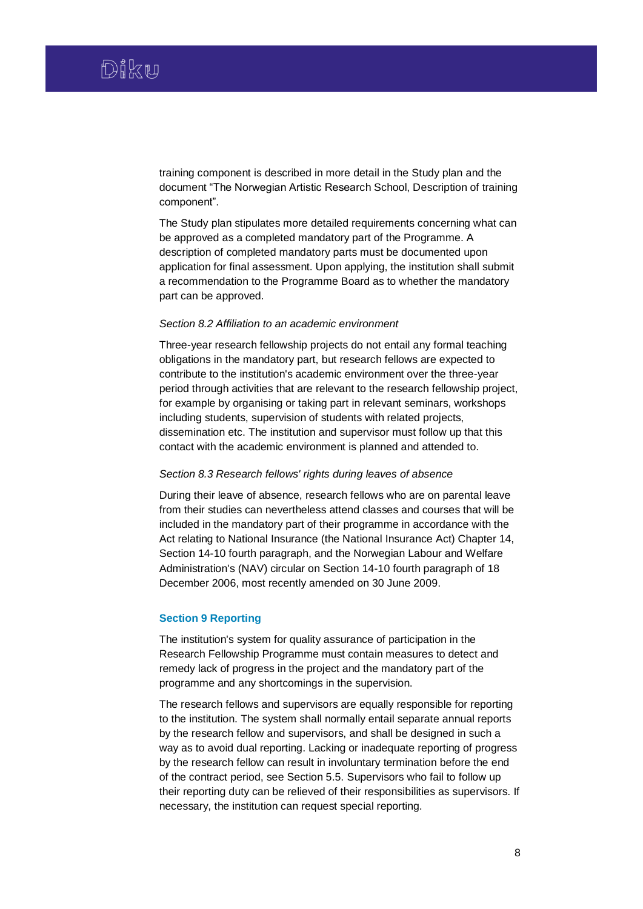training component is described in more detail in the Study plan and the document "The Norwegian Artistic Research School, Description of training component".

The Study plan stipulates more detailed requirements concerning what can be approved as a completed mandatory part of the Programme. A description of completed mandatory parts must be documented upon application for final assessment. Upon applying, the institution shall submit a recommendation to the Programme Board as to whether the mandatory part can be approved.

*Section 8.2 Affiliation to an academic environment*

Three-year research fellowship projects do not entail any formal teaching obligations in the mandatory part, but research fellows are expected to contribute to the institution's academic environment over the three-year period through activities that are relevant to the research fellowship project, for example by organising or taking part in relevant seminars, workshops including students, supervision of students with related projects, dissemination etc. The institution and supervisor must follow up that this contact with the academic environment is planned and attended to.

*Section 8.3 Research fellows' rights during leaves of absence*

During their leave of absence, research fellows who are on parental leave from their studies can nevertheless attend classes and courses that will be included in the mandatory part of their programme in accordance with the Act relating to National Insurance (the National Insurance Act) Chapter 14, Section 14-10 fourth paragraph, and the Norwegian Labour and Welfare Administration's (NAV) circular on Section 14-10 fourth paragraph of 18 December 2006, most recently amended on 30 June 2009.

## Section 9 Reporting

The institution's system for quality assurance of participation in the Research Fellowship Programme must contain measures to detect and remedy lack of progress in the project and the mandatory part of the programme and any shortcomings in the supervision.

The research fellows and supervisors are equally responsible for reporting to the institution. The system shall normally entail separate annual reports by the research fellow and supervisors, and shall be designed in such a way as to avoid dual reporting. Lacking or inadequate reporting of progress by the research fellow can result in involuntary termination before the end of the contract period, see Section 5.5. Supervisors who fail to follow up their reporting duty can be relieved of their responsibilities as supervisors. If necessary, the institution can request special reporting.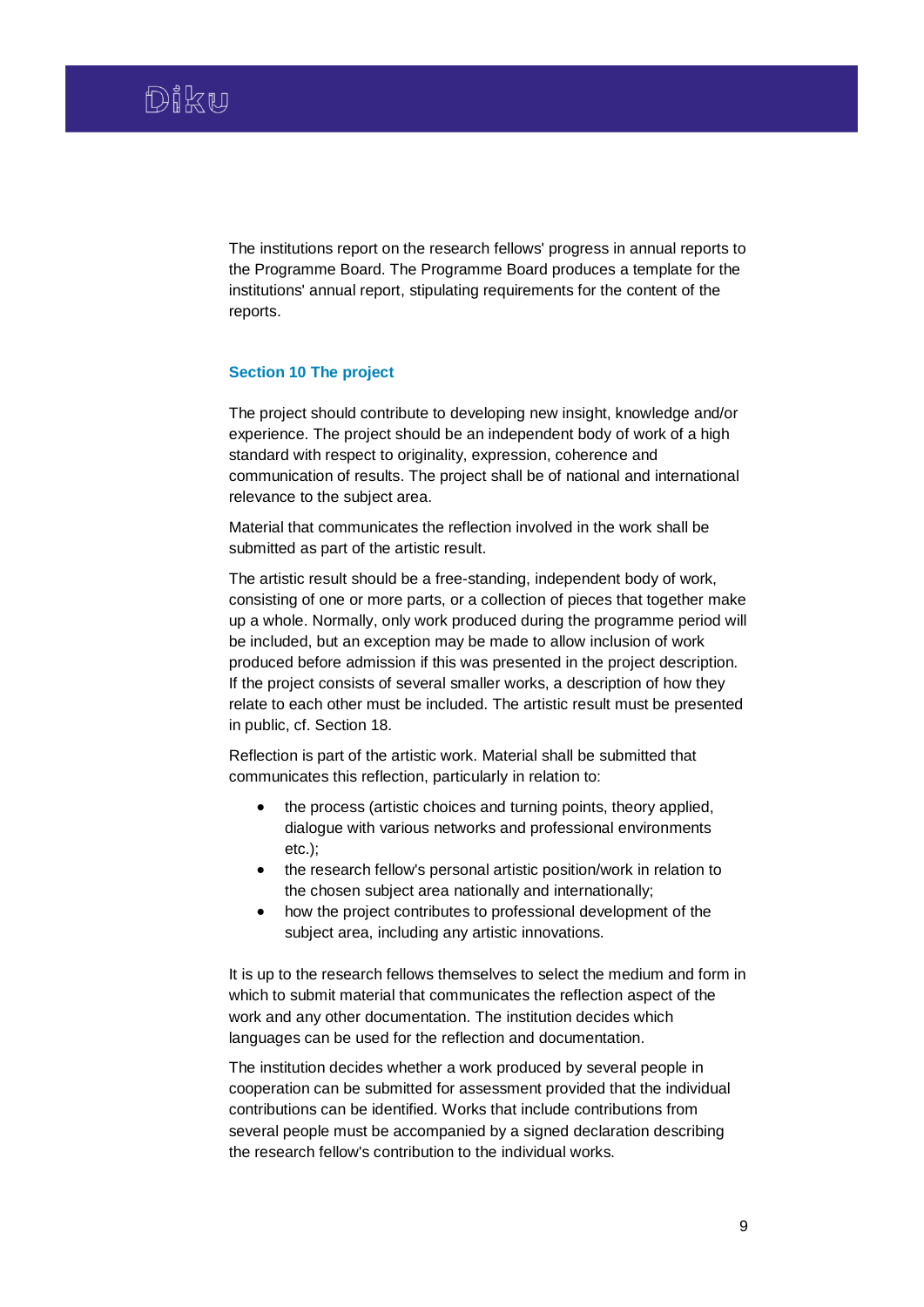The institutions report on the research fellows' progress in annual reports to the Programme Board. The Programme Board produces a template for the institutions' annual report, stipulating requirements for the content of the reports.

## Section 10 The project

The project should contribute to developing new insight, knowledge and/or experience. The project should be an independent body of work of a high standard with respect to originality, expression, coherence and communication of results. The project shall be of national and international relevance to the subject area.

Material that communicates the reflection involved in the work shall be submitted as part of the artistic result.

The artistic result should be a free-standing, independent body of work, consisting of one or more parts, or a collection of pieces that together make up a whole. Normally, only work produced during the programme period will be included, but an exception may be made to allow inclusion of work produced before admission if this was presented in the project description. If the project consists of several smaller works, a description of how they relate to each other must be included. The artistic result must be presented in public, cf. Section 18.

Reflection is part of the artistic work. Material shall be submitted that communicates this reflection, particularly in relation to:

- the process (artistic choices and turning points, theory applied, dialogue with various networks and professional environments etc.);
- the research fellow's personal artistic position/work in relation to the chosen subject area nationally and internationally;
- how the project contributes to professional development of the subject area, including any artistic innovations.

It is up to the research fellows themselves to select the medium and form in which to submit material that communicates the reflection aspect of the work and any other documentation. The institution decides which languages can be used for the reflection and documentation.

The institution decides whether a work produced by several people in cooperation can be submitted for assessment provided that the individual contributions can be identified. Works that include contributions from several people must be accompanied by a signed declaration describing the research fellow's contribution to the individual works.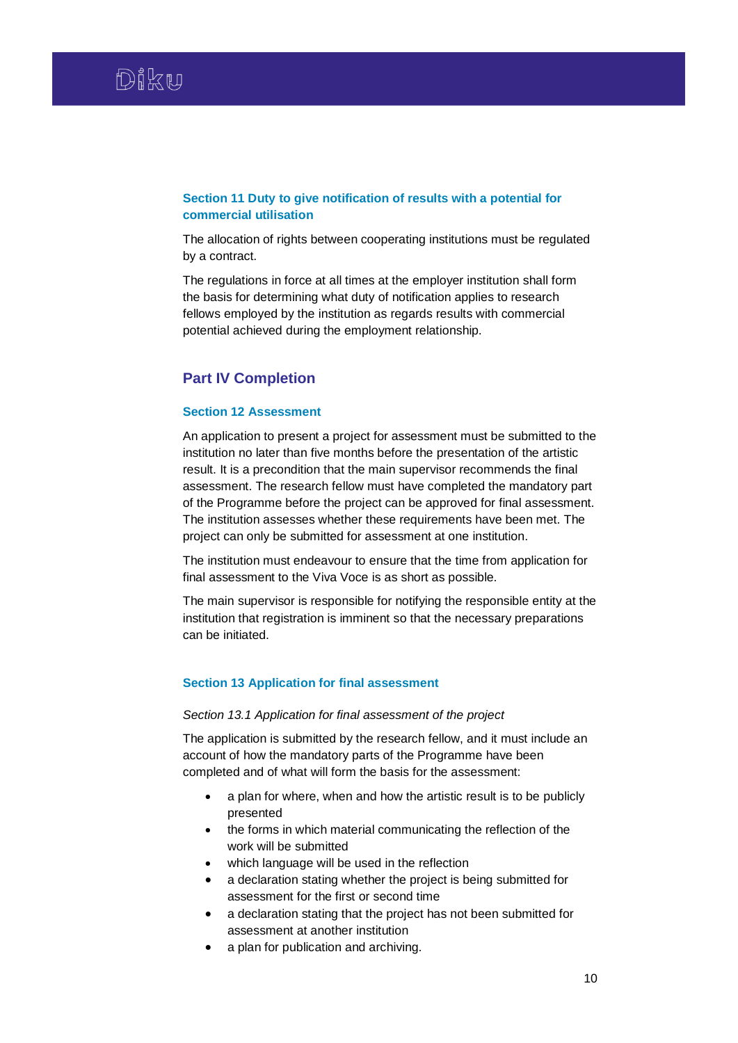### Section 11 Duty to give notification of results with a potential for commercial utilisation

The allocation of rights between cooperating institutions must be regulated by a contract.

The regulations in force at all times at the employer institution shall form the basis for determining what duty of notification applies to research fellows employed by the institution as regards results with commercial potential achieved during the employment relationship.

## Part IV Completion

### Section 12 Assessment

An application to present a project for assessment must be submitted to the institution no later than five months before the presentation of the artistic result. It is a precondition that the main supervisor recommends the final assessment. The research fellow must have completed the mandatory part of the Programme before the project can be approved for final assessment. The institution assesses whether these requirements have been met. The project can only be submitted for assessment at one institution.

The institution must endeavour to ensure that the time from application for final assessment to the Viva Voce is as short as possible.

The main supervisor is responsible for notifying the responsible entity at the institution that registration is imminent so that the necessary preparations can be initiated.

### Section 13 Application for final assessment

*Section 13.1 Application for final assessment of the project*

The application is submitted by the research fellow, and it must include an account of how the mandatory parts of the Programme have been completed and of what will form the basis for the assessment:

- a plan for where, when and how the artistic result is to be publicly presented
- the forms in which material communicating the reflection of the work will be submitted
- which language will be used in the reflection
- a declaration stating whether the project is being submitted for assessment for the first or second time
- a declaration stating that the project has not been submitted for assessment at another institution
- a plan for publication and archiving.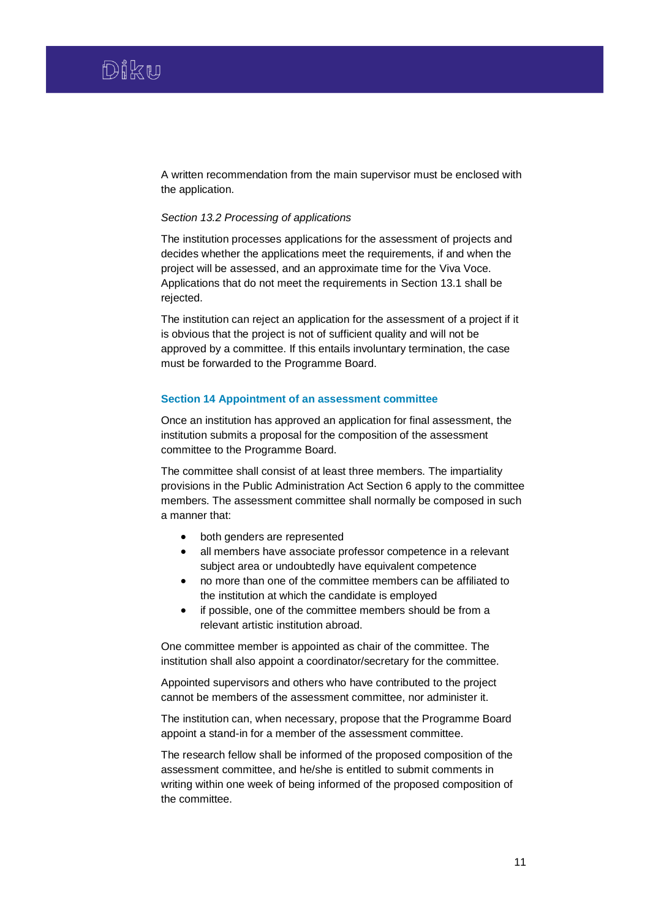A written recommendation from the main supervisor must be enclosed with the application.

*Section 13.2 Processing of applications*

The institution processes applications for the assessment of projects and decides whether the applications meet the requirements, if and when the project will be assessed, and an approximate time for the Viva Voce. Applications that do not meet the requirements in Section 13.1 shall be rejected.

The institution can reject an application for the assessment of a project if it is obvious that the project is not of sufficient quality and will not be approved by a committee. If this entails involuntary termination, the case must be forwarded to the Programme Board.

## Section 14 Appointment of an assessment committee

Once an institution has approved an application for final assessment, the institution submits a proposal for the composition of the assessment committee to the Programme Board.

The committee shall consist of at least three members. The impartiality provisions in the Public Administration Act Section 6 apply to the committee members. The assessment committee shall normally be composed in such a manner that:

- both genders are represented
- all members have associate professor competence in a relevant subject area or undoubtedly have equivalent competence
- no more than one of the committee members can be affiliated to the institution at which the candidate is employed
- if possible, one of the committee members should be from a relevant artistic institution abroad.

One committee member is appointed as chair of the committee. The institution shall also appoint a coordinator/secretary for the committee.

Appointed supervisors and others who have contributed to the project cannot be members of the assessment committee, nor administer it.

The institution can, when necessary, propose that the Programme Board appoint a stand-in for a member of the assessment committee.

The research fellow shall be informed of the proposed composition of the assessment committee, and he/she is entitled to submit comments in writing within one week of being informed of the proposed composition of the committee.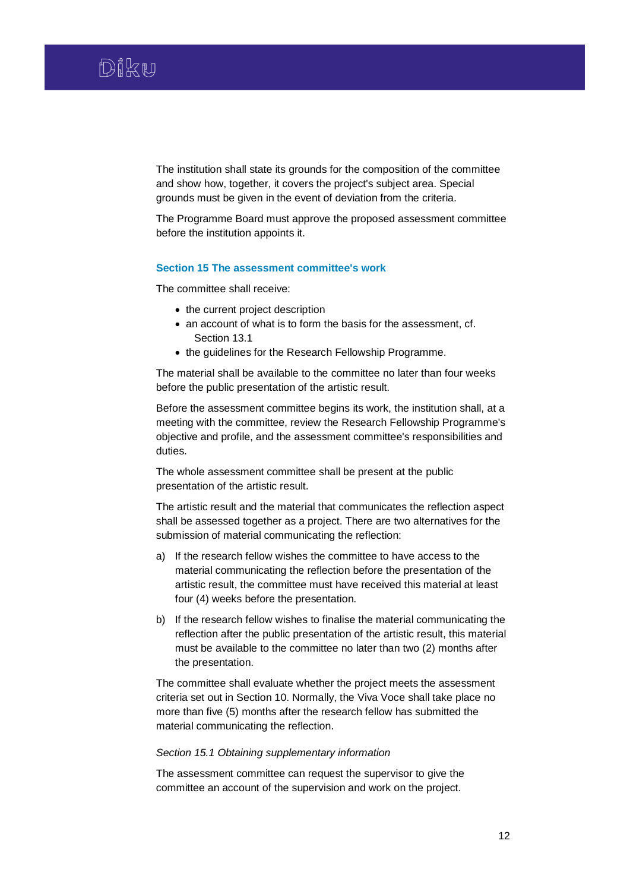The institution shall state its grounds for the composition of the committee and show how, together, it covers the project's subject area. Special grounds must be given in the event of deviation from the criteria.

The Programme Board must approve the proposed assessment committee before the institution appoints it.

## Section 15 The assessment committee's work

The committee shall receive:

- the current project description
- an account of what is to form the basis for the assessment, cf. Section 13.1
- the guidelines for the Research Fellowship Programme.

The material shall be available to the committee no later than four weeks before the public presentation of the artistic result.

Before the assessment committee begins its work, the institution shall, at a meeting with the committee, review the Research Fellowship Programme's objective and profile, and the assessment committee's responsibilities and duties.

The whole assessment committee shall be present at the public presentation of the artistic result.

The artistic result and the material that communicates the reflection aspect shall be assessed together as a project. There are two alternatives for the submission of material communicating the reflection:

a) If the research fellow wishes the committee to have access to the material communicating the reflection before the presentation of the artistic result, the committee must have received this material at least four (4) weeks before the presentation.

b) If the research fellow wishes to finalise the material communicating the reflection after the public presentation of the artistic result, this material must be available to the committee no later than two (2) months after the presentation.

The committee shall evaluate whether the project meets the assessment criteria set out in Section 10. Normally, the Viva Voce shall take place no more than five (5) months after the research fellow has submitted the material communicating the reflection.

### *Section 15.1 Obtaining supplementary information*

The assessment committee can request the supervisor to give the committee an account of the supervision and work on the project.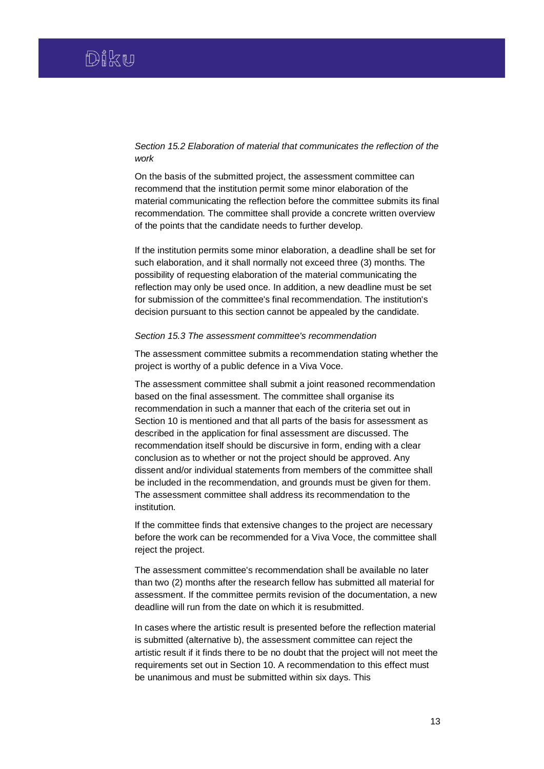*Section 15.2 Elaboration of material that communicates the reflection of the work*

On the basis of the submitted project, the assessment committee can recommend that the institution permit some minor elaboration of the material communicating the reflection before the committee submits its final recommendation. The committee shall provide a concrete written overview of the points that the candidate needs to further develop.

If the institution permits some minor elaboration, a deadline shall be set for such elaboration, and it shall normally not exceed three (3) months. The possibility of requesting elaboration of the material communicating the reflection may only be used once. In addition, a new deadline must be set for submission of the committee's final recommendation. The institution's decision pursuant to this section cannot be appealed by the candidate.

*Section 15.3 The assessment committee's recommendation*

The assessment committee submits a recommendation stating whether the project is worthy of a public defence in a Viva Voce.

The assessment committee shall submit a joint reasoned recommendation based on the final assessment. The committee shall organise its recommendation in such a manner that each of the criteria set out in Section 10 is mentioned and that all parts of the basis for assessment as described in the application for final assessment are discussed. The recommendation itself should be discursive in form, ending with a clear conclusion as to whether or not the project should be approved. Any dissent and/or individual statements from members of the committee shall be included in the recommendation, and grounds must be given for them. The assessment committee shall address its recommendation to the institution.

If the committee finds that extensive changes to the project are necessary before the work can be recommended for a Viva Voce, the committee shall reject the project.

The assessment committee's recommendation shall be available no later than two (2) months after the research fellow has submitted all material for assessment. If the committee permits revision of the documentation, a new deadline will run from the date on which it is resubmitted.

In cases where the artistic result is presented before the reflection material is submitted (alternative b), the assessment committee can reject the artistic result if it finds there to be no doubt that the project will not meet the requirements set out in Section 10. A recommendation to this effect must be unanimous and must be submitted within six days. This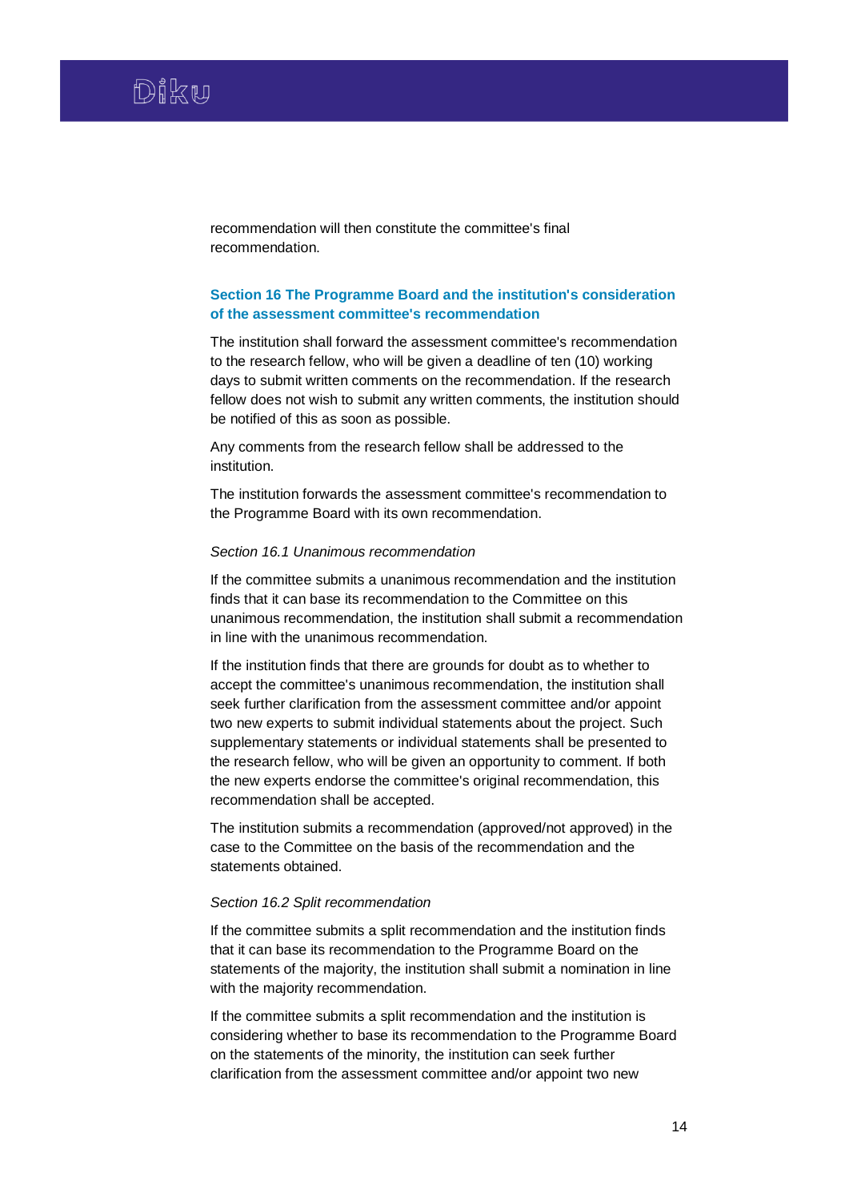recommendation will then constitute the committee's final recommendation.

## Section 16 The Programme Board and the institution's consideration of the assessment committee's recommendation

The institution shall forward the assessment committee's recommendation to the research fellow, who will be given a deadline of ten (10) working days to submit written comments on the recommendation. If the research fellow does not wish to submit any written comments, the institution should be notified of this as soon as possible.

Any comments from the research fellow shall be addressed to the institution.

The institution forwards the assessment committee's recommendation to the Programme Board with its own recommendation.

### *Section 16.1 Unanimous recommendation*

If the committee submits a unanimous recommendation and the institution finds that it can base its recommendation to the Committee on this unanimous recommendation, the institution shall submit a recommendation in line with the unanimous recommendation.

If the institution finds that there are grounds for doubt as to whether to accept the committee's unanimous recommendation, the institution shall seek further clarification from the assessment committee and/or appoint two new experts to submit individual statements about the project. Such supplementary statements or individual statements shall be presented to the research fellow, who will be given an opportunity to comment. If both the new experts endorse the committee's original recommendation, this recommendation shall be accepted.

The institution submits a recommendation (approved/not approved) in the case to the Committee on the basis of the recommendation and the statements obtained.

### *Section 16.2 Split recommendation*

If the committee submits a split recommendation and the institution finds that it can base its recommendation to the Programme Board on the statements of the majority, the institution shall submit a nomination in line with the majority recommendation.

If the committee submits a split recommendation and the institution is considering whether to base its recommendation to the Programme Board on the statements of the minority, the institution can seek further clarification from the assessment committee and/or appoint two new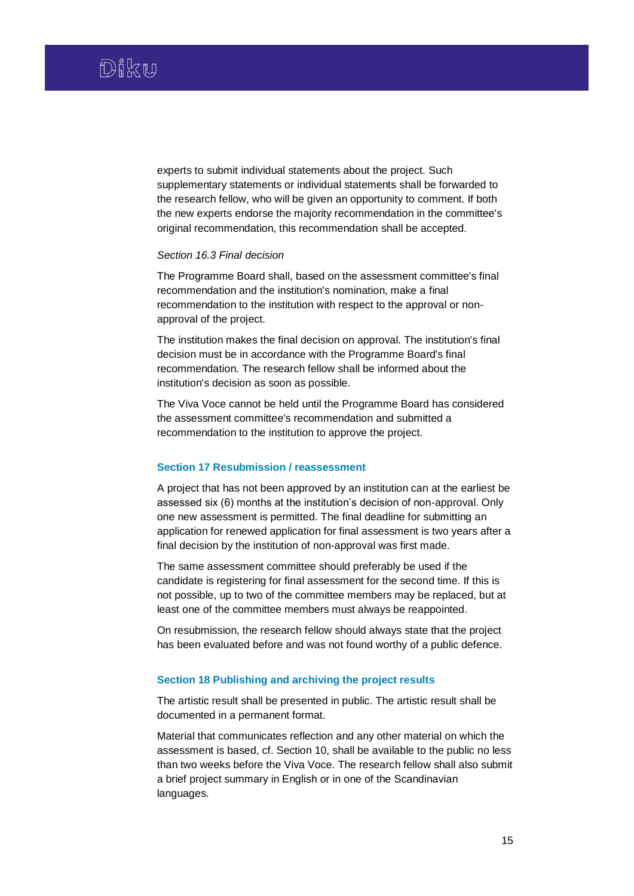experts to submit individual statements about the project. Such supplementary statements or individual statements shall be forwarded to the research fellow, who will be given an opportunity to comment. If both the new experts endorse the majority recommendation in the committee's original recommendation, this recommendation shall be accepted.

*Section 16.3 Final decision*

The Programme Board shall, based on the assessment committee's final recommendation and the institution's nomination, make a final recommendation to the institution with respect to the approval or non-approval of the project.

The institution makes the final decision on approval. The institution's final decision must be in accordance with the Programme Board's final recommendation. The research fellow shall be informed about the institution's decision as soon as possible.

The Viva Voce cannot be held until the Programme Board has considered the assessment committee's recommendation and submitted a recommendation to the institution to approve the project.

### Section 17 Resubmission / reassessment

A project that has not been approved by an institution can at the earliest be assessed six (6) months at the institution's decision of non-approval. Only one new assessment is permitted. The final deadline for submitting an application for renewed application for final assessment is two years after a final decision by the institution of non-approval was first made.

The same assessment committee should preferably be used if the candidate is registering for final assessment for the second time. If this is not possible, up to two of the committee members may be replaced, but at least one of the committee members must always be reappointed.

On resubmission, the research fellow should always state that the project has been evaluated before and was not found worthy of a public defence.

### Section 18 Publishing and archiving the project results

The artistic result shall be presented in public. The artistic result shall be documented in a permanent format.

Material that communicates reflection and any other material on which the assessment is based, cf. Section 10, shall be available to the public no less than two weeks before the Viva Voce. The research fellow shall also submit a brief project summary in English or in one of the Scandinavian languages.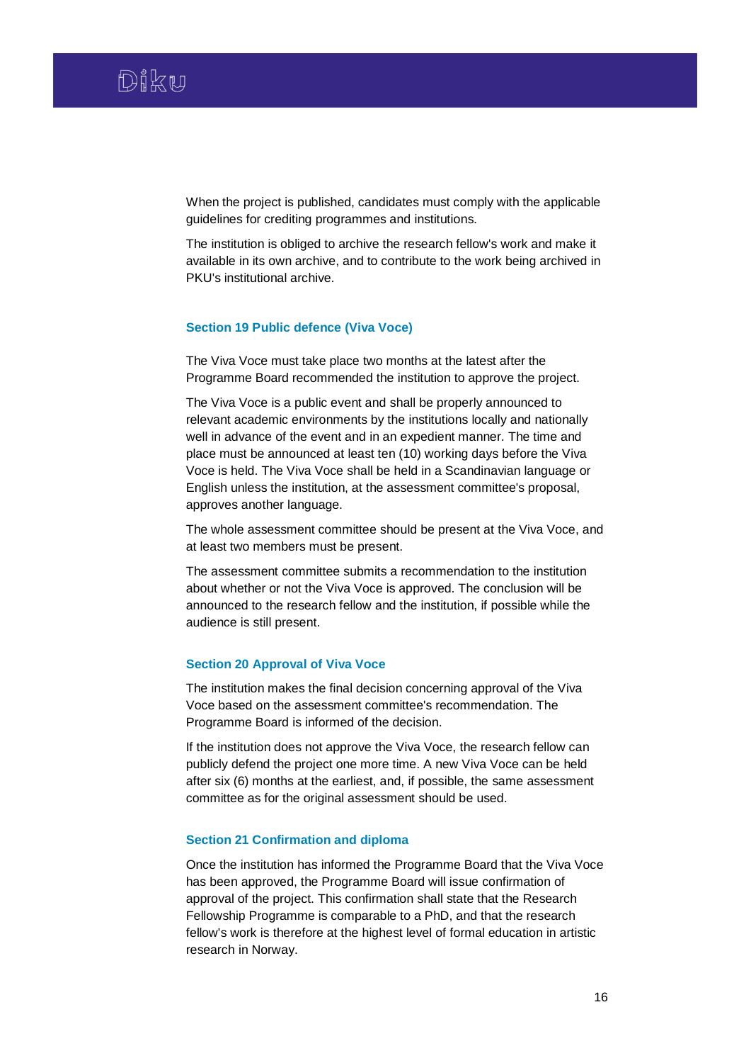When the project is published, candidates must comply with the applicable guidelines for crediting programmes and institutions.

The institution is obliged to archive the research fellow's work and make it available in its own archive, and to contribute to the work being archived in PKU's institutional archive.

### Section 19 Public defence (Viva Voce)

The Viva Voce must take place two months at the latest after the Programme Board recommended the institution to approve the project.

The Viva Voce is a public event and shall be properly announced to relevant academic environments by the institutions locally and nationally well in advance of the event and in an expedient manner. The time and place must be announced at least ten (10) working days before the Viva Voce is held. The Viva Voce shall be held in a Scandinavian language or English unless the institution, at the assessment committee's proposal, approves another language.

The whole assessment committee should be present at the Viva Voce, and at least two members must be present.

The assessment committee submits a recommendation to the institution about whether or not the Viva Voce is approved. The conclusion will be announced to the research fellow and the institution, if possible while the audience is still present.

### Section 20 Approval of Viva Voce

The institution makes the final decision concerning approval of the Viva Voce based on the assessment committee's recommendation. The Programme Board is informed of the decision.

If the institution does not approve the Viva Voce, the research fellow can publicly defend the project one more time. A new Viva Voce can be held after six (6) months at the earliest, and, if possible, the same assessment committee as for the original assessment should be used.

### Section 21 Confirmation and diploma

Once the institution has informed the Programme Board that the Viva Voce has been approved, the Programme Board will issue confirmation of approval of the project. This confirmation shall state that the Research Fellowship Programme is comparable to a PhD, and that the research fellow's work is therefore at the highest level of formal education in artistic research in Norway.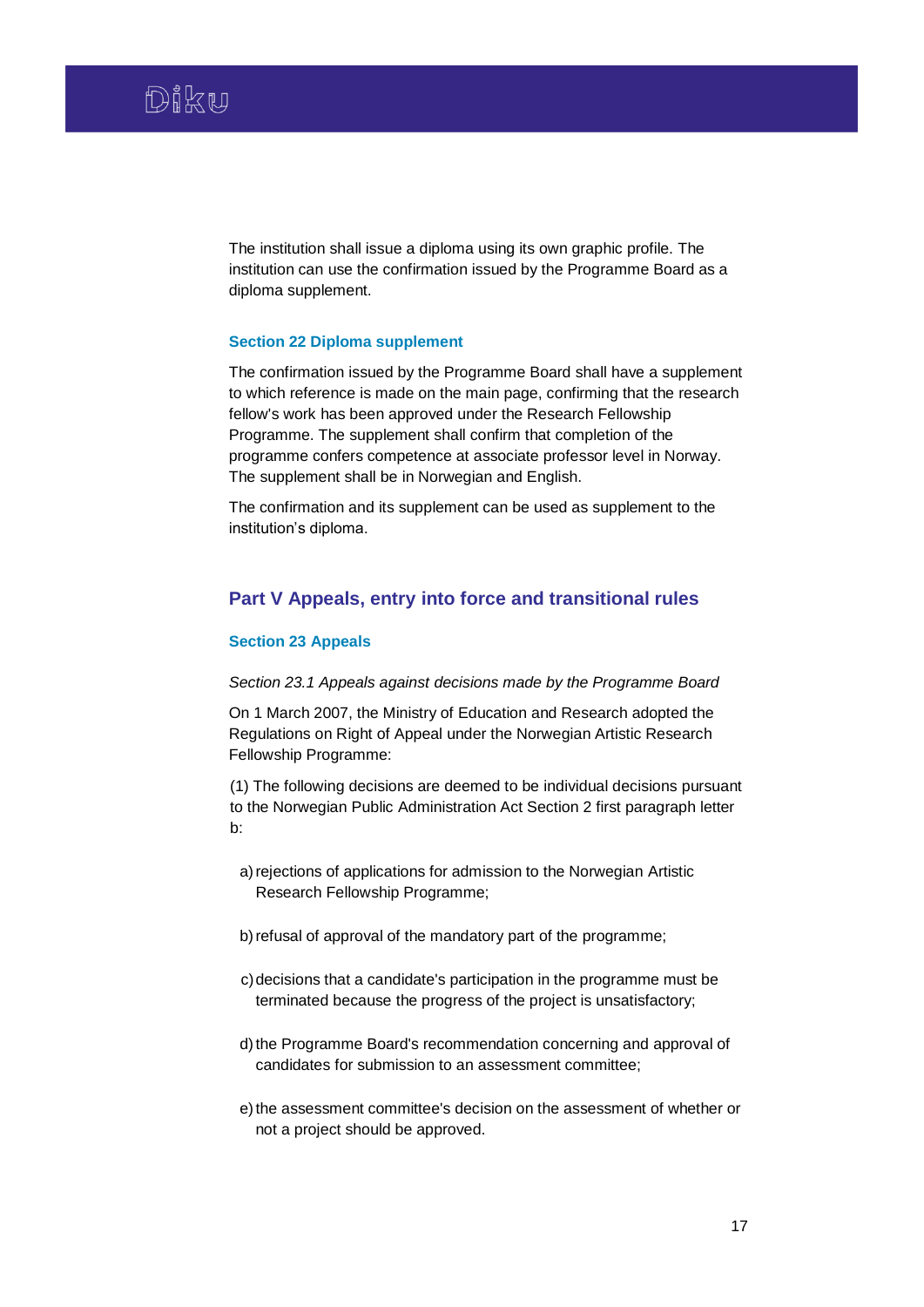The institution shall issue a diploma using its own graphic profile. The institution can use the confirmation issued by the Programme Board as a diploma supplement.

### Section 22 Diploma supplement

The confirmation issued by the Programme Board shall have a supplement to which reference is made on the main page, confirming that the research fellow's work has been approved under the Research Fellowship Programme. The supplement shall confirm that completion of the programme confers competence at associate professor level in Norway. The supplement shall be in Norwegian and English.

The confirmation and its supplement can be used as supplement to the institution's diploma.

## Part V Appeals, entry into force and transitional rules

### Section 23 Appeals

*Section 23.1 Appeals against decisions made by the Programme Board*

On 1 March 2007, the Ministry of Education and Research adopted the Regulations on Right of Appeal under the Norwegian Artistic Research Fellowship Programme:

(1) The following decisions are deemed to be individual decisions pursuant to the Norwegian Public Administration Act Section 2 first paragraph letter b:

a) rejections of applications for admission to the Norwegian Artistic Research Fellowship Programme;

b) refusal of approval of the mandatory part of the programme;

c) decisions that a candidate's participation in the programme must be terminated because the progress of the project is unsatisfactory;

d) the Programme Board's recommendation concerning and approval of candidates for submission to an assessment committee;

e) the assessment committee's decision on the assessment of whether or not a project should be approved.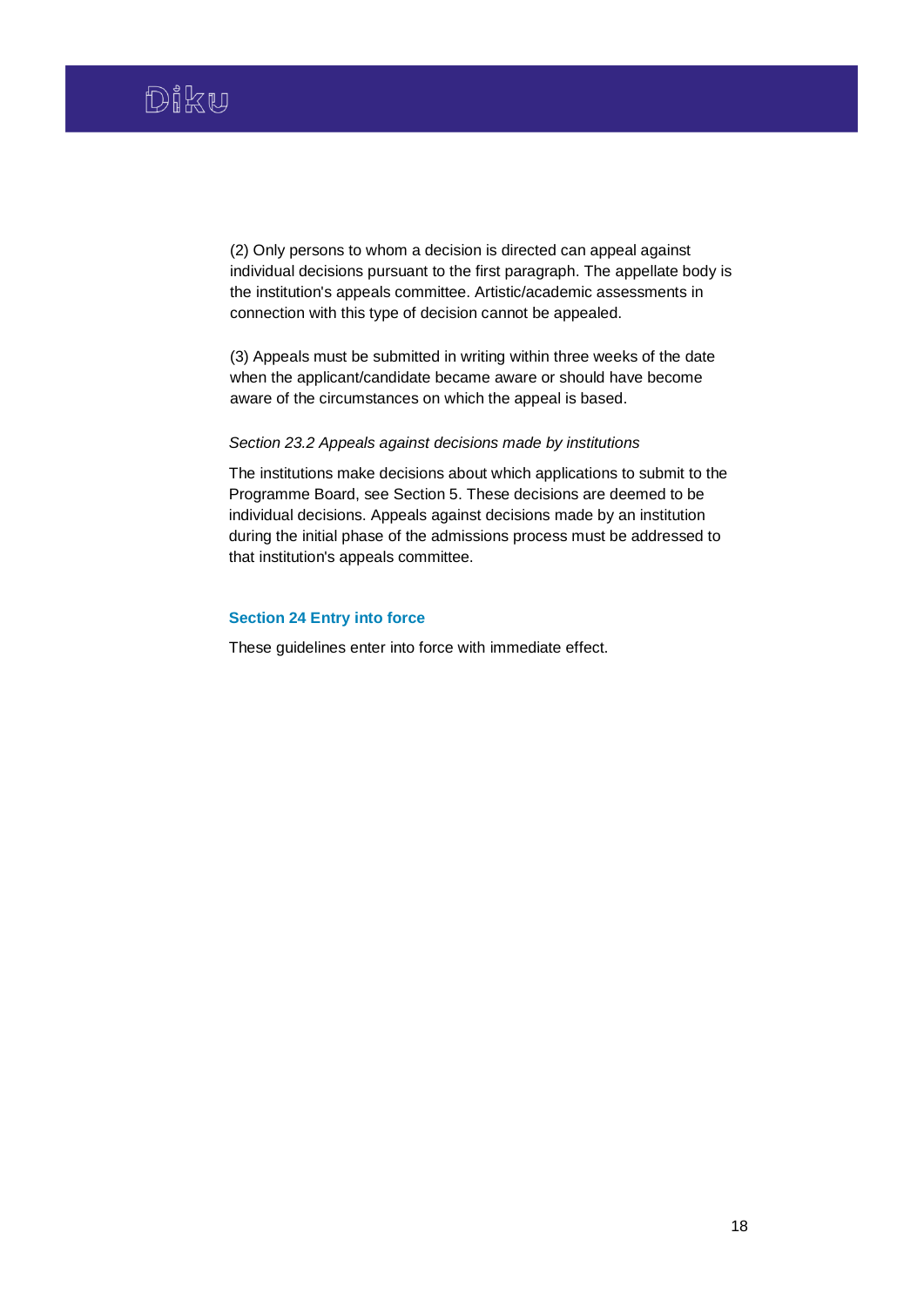(2) Only persons to whom a decision is directed can appeal against individual decisions pursuant to the first paragraph. The appellate body is the institution's appeals committee. Artistic/academic assessments in connection with this type of decision cannot be appealed.

(3) Appeals must be submitted in writing within three weeks of the date when the applicant/candidate became aware or should have become aware of the circumstances on which the appeal is based.

*Section 23.2 Appeals against decisions made by institutions*

The institutions make decisions about which applications to submit to the Programme Board, see Section 5. These decisions are deemed to be individual decisions. Appeals against decisions made by an institution during the initial phase of the admissions process must be addressed to that institution's appeals committee.

## Section 24 Entry into force

These guidelines enter into force with immediate effect.